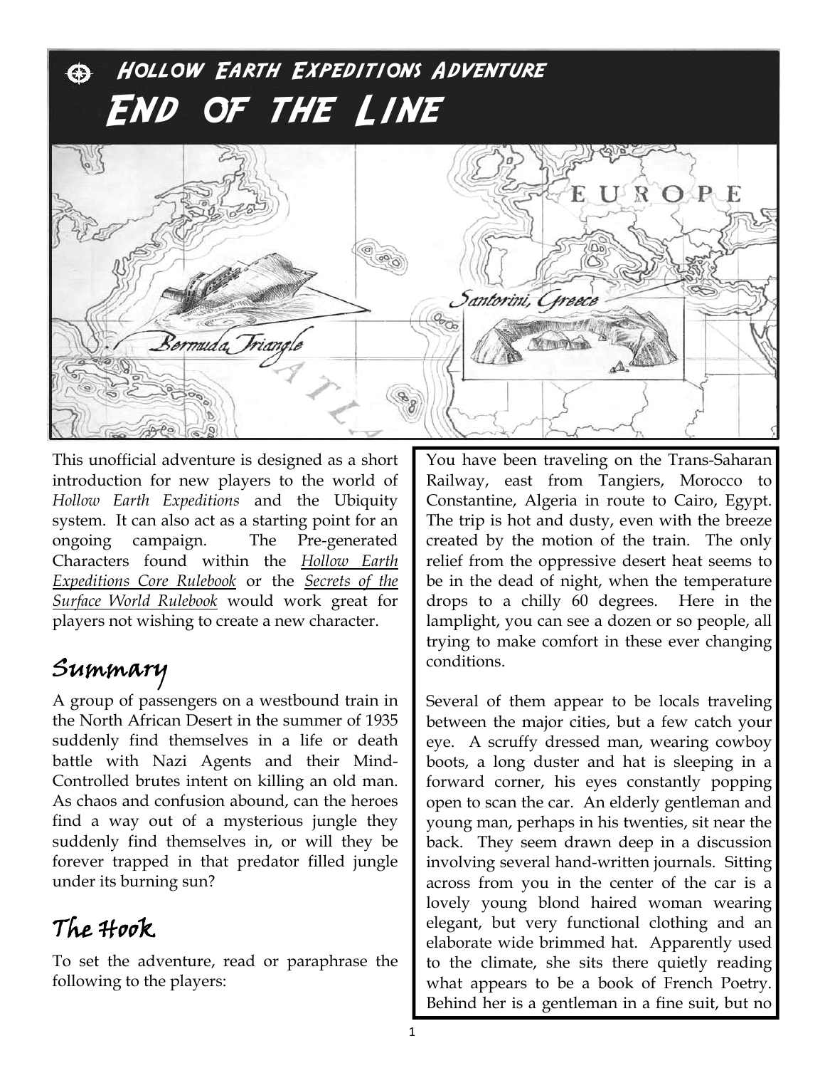# Hollow Earth Expeditions Adventure

# End of the Line

This unofficial adventure is designed as a short introduction for new players to the world of *Hollow Earth Expeditions* and the Ubiquity system. It can also act as a starting point for an ongoing campaign. The Pre-generated Characters found within the *Hollow Earth Expeditions Core Rulebook* or the *Secrets of the Surface World Rulebook* would work great for players not wishing to create a new character.

## Summary

A group of passengers on a westbound train in the North African Desert in the summer of 1935 suddenly find themselves in a life or death battle with Nazi Agents and their Mind-Controlled brutes intent on killing an old man. As chaos and confusion abound, can the heroes find a way out of a mysterious jungle they suddenly find themselves in, or will they be forever trapped in that predator filled jungle under its burning sun?

## The Hook

To set the adventure, read or paraphrase the following to the players:

> You have been traveling on the Trans-Saharan Railway, east from Tangiers, Morocco to Constantine, Algeria in route to Cairo, Egypt. The trip is hot and dusty, even with the breeze created by the motion of the train. The only relief from the oppressive desert heat seems to be in the dead of night, when the temperature drops to a chilly 60 degrees. Here in the lamplight, you can see a dozen or so people, all trying to make comfort in these ever changing conditions.
>
> Several of them appear to be locals traveling between the major cities, but a few catch your eye. A scruffy dressed man, wearing cowboy boots, a long duster and hat is sleeping in a forward corner, his eyes constantly popping open to scan the car. An elderly gentleman and young man, perhaps in his twenties, sit near the back. They seem drawn deep in a discussion involving several hand-written journals. Sitting across from you in the center of the car is a lovely young blond haired woman wearing elegant, but very functional clothing and an elaborate wide brimmed hat. Apparently used to the climate, she sits there quietly reading what appears to be a book of French Poetry. Behind her is a gentleman in a fine suit, but no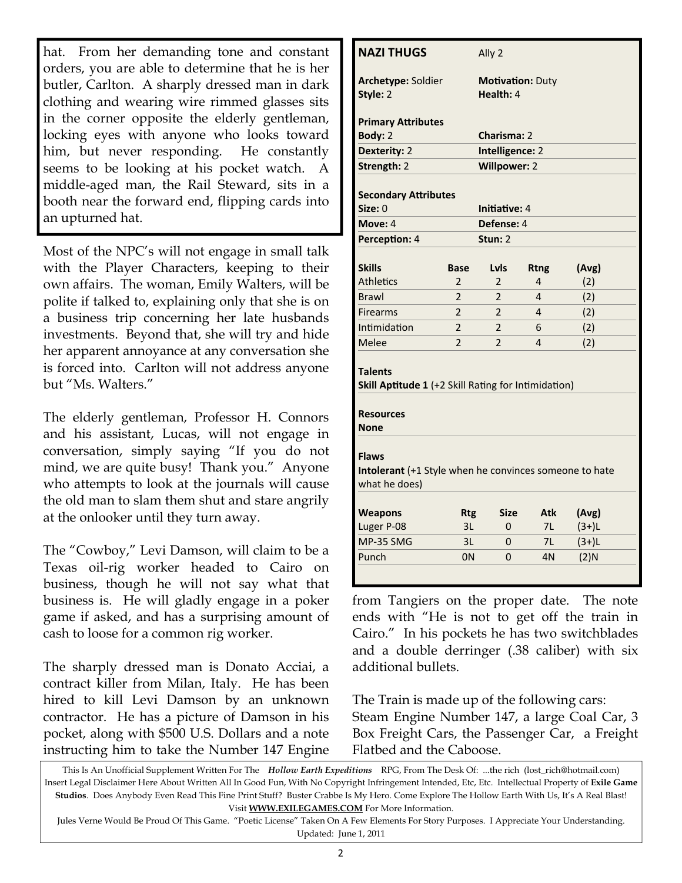hat. From her demanding tone and constant orders, you are able to determine that he is her butler, Carlton. A sharply dressed man in dark clothing and wearing wire rimmed glasses sits in the corner opposite the elderly gentleman, locking eyes with anyone who looks toward him, but never responding. He constantly seems to be looking at his pocket watch. A middle-aged man, the Rail Steward, sits in a booth near the forward end, flipping cards into an upturned hat.

Most of the NPC's will not engage in small talk with the Player Characters, keeping to their own affairs. The woman, Emily Walters, will be polite if talked to, explaining only that she is on a business trip concerning her late husbands investments. Beyond that, she will try and hide her apparent annoyance at any conversation she is forced into. Carlton will not address anyone but "Ms. Walters."

The elderly gentleman, Professor H. Connors and his assistant, Lucas, will not engage in conversation, simply saying "If you do not mind, we are quite busy! Thank you." Anyone who attempts to look at the journals will cause the old man to slam them shut and stare angrily at the onlooker until they turn away.

The "Cowboy," Levi Damson, will claim to be a Texas oil-rig worker headed to Cairo on business, though he will not say what that business is. He will gladly engage in a poker game if asked, and has a surprising amount of cash to loose for a common rig worker.

The sharply dressed man is Donato Acciai, a contract killer from Milan, Italy. He has been hired to kill Levi Damson by an unknown contractor. He has a picture of Damson in his pocket, along with $500 U.S. Dollars and a note instructing him to take the Number 147 Engine from Tangiers on the proper date. The note ends with "He is not to get off the train in Cairo." In his pockets he has two switchblades and a double derringer (.38 caliber) with six additional bullets.

The Train is made up of the following cars:
Steam Engine Number 147, a large Coal Car, 3 Box Freight Cars, the Passenger Car, a Freight Flatbed and the Caboose.

### NAZI THUGS — Ally 2

**Archetype:** Soldier  **Motivation:** Duty
**Style:** 2  **Health:** 4

**Primary Attributes**

| | |
|---|---|
| **Body:** 2 | **Charisma:** 2 |
| **Dexterity:** 2 | **Intelligence:** 2 |
| **Strength:** 2 | **Willpower:** 2 |

**Secondary Attributes**

| | |
|---|---|
| **Size:** 0 | **Initiative:** 4 |
| **Move:** 4 | **Defense:** 4 |
| **Perception:** 4 | **Stun:** 2 |

| Skills | Base | Lvls | Rtng | (Avg) |
|---|---|---|---|---|
| Athletics | 2 | 2 | 4 | (2) |
| Brawl | 2 | 2 | 4 | (2) |
| Firearms | 2 | 2 | 4 | (2) |
| Intimidation | 2 | 2 | 6 | (2) |
| Melee | 2 | 2 | 4 | (2) |

**Talents**
**Skill Aptitude 1** (+2 Skill Rating for Intimidation)

**Resources**
**None**

**Flaws**
**Intolerant** (+1 Style when he convinces someone to hate what he does)

| Weapons | Rtg | Size | Atk | (Avg) |
|---|---|---|---|---|
| Luger P-08 | 3L | 0 | 7L | (3+)L |
| MP-35 SMG | 3L | 0 | 7L | (3+)L |
| Punch | 0N | 0 | 4N | (2)N |

This Is An Unofficial Supplement Written For The *Hollow Earth Expeditions* RPG, From The Desk Of: ...the rich (lost_rich@hotmail.com) Insert Legal Disclaimer Here About Written All In Good Fun, With No Copyright Infringement Intended, Etc, Etc. Intellectual Property of **Exile Game Studios**. Does Anybody Even Read This Fine Print Stuff? Buster Crabbe Is My Hero. Come Explore The Hollow Earth With Us, It's A Real Blast! Visit **WWW.EXILEGAMES.COM** For More Information.
Jules Verne Would Be Proud Of This Game. "Poetic License" Taken On A Few Elements For Story Purposes. I Appreciate Your Understanding.
Updated: June 1, 2011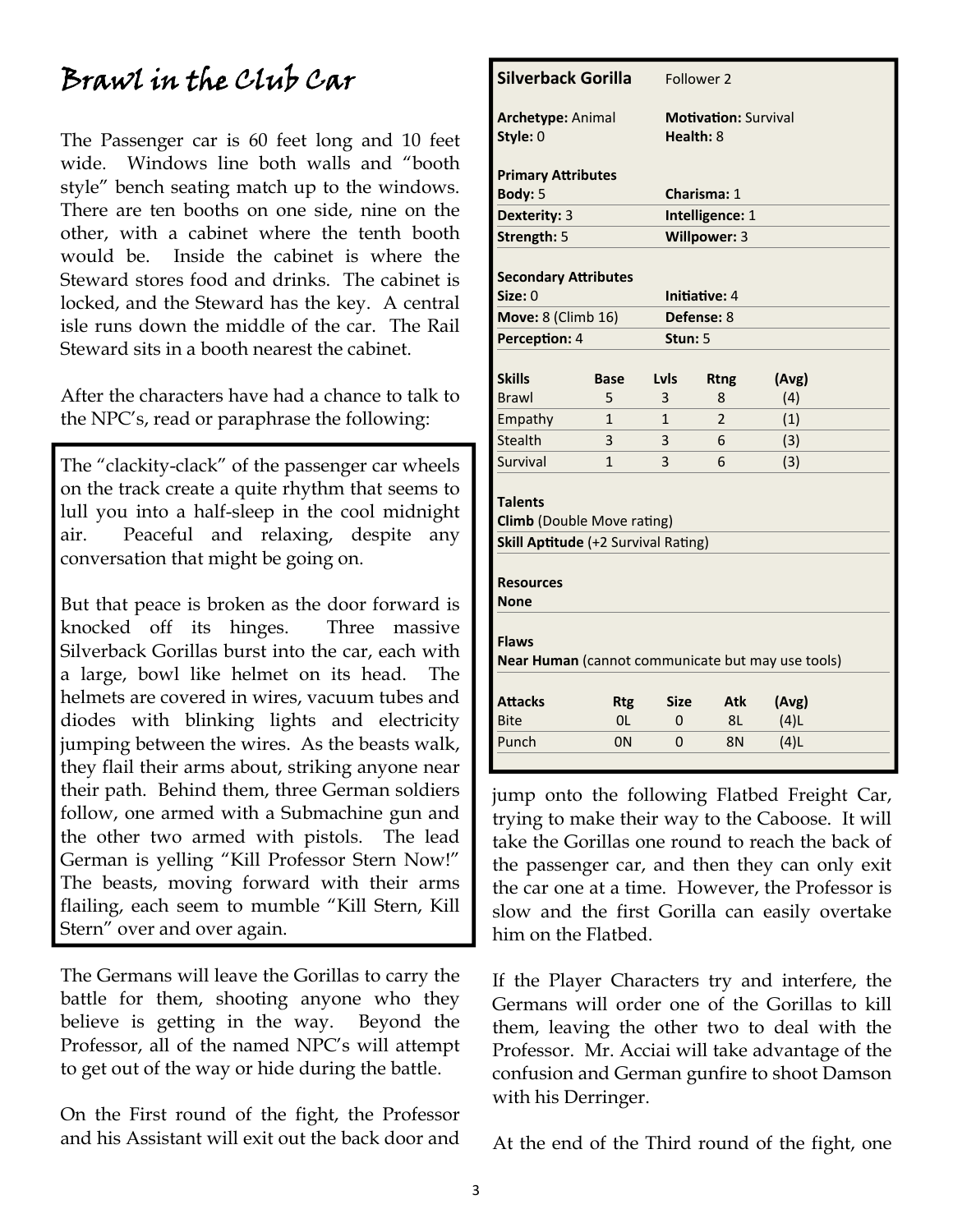# Brawl in the Club Car

The Passenger car is 60 feet long and 10 feet wide. Windows line both walls and "booth style" bench seating match up to the windows. There are ten booths on one side, nine on the other, with a cabinet where the tenth booth would be. Inside the cabinet is where the Steward stores food and drinks. The cabinet is locked, and the Steward has the key. A central isle runs down the middle of the car. The Rail Steward sits in a booth nearest the cabinet.

After the characters have had a chance to talk to the NPC's, read or paraphrase the following:

> The "clackity-clack" of the passenger car wheels on the track create a quite rhythm that seems to lull you into a half-sleep in the cool midnight air. Peaceful and relaxing, despite any conversation that might be going on.
>
> But that peace is broken as the door forward is knocked off its hinges. Three massive Silverback Gorillas burst into the car, each with a large, bowl like helmet on its head. The helmets are covered in wires, vacuum tubes and diodes with blinking lights and electricity jumping between the wires. As the beasts walk, they flail their arms about, striking anyone near their path. Behind them, three German soldiers follow, one armed with a Submachine gun and the other two armed with pistols. The lead German is yelling "Kill Professor Stern Now!" The beasts, moving forward with their arms flailing, each seem to mumble "Kill Stern, Kill Stern" over and over again.

The Germans will leave the Gorillas to carry the battle for them, shooting anyone who they believe is getting in the way. Beyond the Professor, all of the named NPC's will attempt to get out of the way or hide during the battle.

On the First round of the fight, the Professor and his Assistant will exit out the back door and jump onto the following Flatbed Freight Car, trying to make their way to the Caboose. It will take the Gorillas one round to reach the back of the passenger car, and then they can only exit the car one at a time. However, the Professor is slow and the first Gorilla can easily overtake him on the Flatbed.

If the Player Characters try and interfere, the Germans will order one of the Gorillas to kill them, leaving the other two to deal with the Professor. Mr. Acciai will take advantage of the confusion and German gunfire to shoot Damson with his Derringer.

At the end of the Third round of the fight, one

---

**Silverback Gorilla** Follower 2

**Archetype:** Animal **Motivation:** Survival
**Style:** 0 **Health:** 8

**Primary Attributes**

| | |
|---|---|
| **Body:** 5 | **Charisma:** 1 |
| **Dexterity:** 3 | **Intelligence:** 1 |
| **Strength:** 5 | **Willpower:** 3 |

**Secondary Attributes**

| | |
|---|---|
| **Size:** 0 | **Initiative:** 4 |
| **Move:** 8 (Climb 16) | **Defense:** 8 |
| **Perception:** 4 | **Stun:** 5 |

| Skills | Base | Lvls | Rtng | (Avg) |
|---|---|---|---|---|
| Brawl | 5 | 3 | 8 | (4) |
| Empathy | 1 | 1 | 2 | (1) |
| Stealth | 3 | 3 | 6 | (3) |
| Survival | 1 | 3 | 6 | (3) |

**Talents**
**Climb** (Double Move rating)
**Skill Aptitude** (+2 Survival Rating)

**Resources**
**None**

**Flaws**
**Near Human** (cannot communicate but may use tools)

| Attacks | Rtg | Size | Atk | (Avg) |
|---|---|---|---|---|
| Bite | 0L | 0 | 8L | (4)L |
| Punch | 0N | 0 | 8N | (4)L |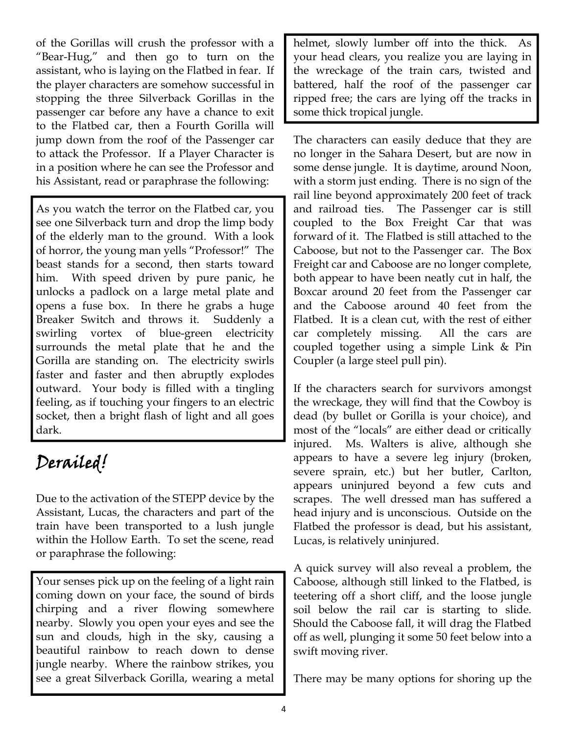of the Gorillas will crush the professor with a "Bear-Hug," and then go to turn on the assistant, who is laying on the Flatbed in fear. If the player characters are somehow successful in stopping the three Silverback Gorillas in the passenger car before any have a chance to exit to the Flatbed car, then a Fourth Gorilla will jump down from the roof of the Passenger car to attack the Professor. If a Player Character is in a position where he can see the Professor and his Assistant, read or paraphrase the following:

> As you watch the terror on the Flatbed car, you see one Silverback turn and drop the limp body of the elderly man to the ground. With a look of horror, the young man yells "Professor!" The beast stands for a second, then starts toward him. With speed driven by pure panic, he unlocks a padlock on a large metal plate and opens a fuse box. In there he grabs a huge Breaker Switch and throws it. Suddenly a swirling vortex of blue-green electricity surrounds the metal plate that he and the Gorilla are standing on. The electricity swirls faster and faster and then abruptly explodes outward. Your body is filled with a tingling feeling, as if touching your fingers to an electric socket, then a bright flash of light and all goes dark.

## Derailed!

Due to the activation of the STEPP device by the Assistant, Lucas, the characters and part of the train have been transported to a lush jungle within the Hollow Earth. To set the scene, read or paraphrase the following:

> Your senses pick up on the feeling of a light rain coming down on your face, the sound of birds chirping and a river flowing somewhere nearby. Slowly you open your eyes and see the sun and clouds, high in the sky, causing a beautiful rainbow to reach down to dense jungle nearby. Where the rainbow strikes, you see a great Silverback Gorilla, wearing a metal helmet, slowly lumber off into the thick. As your head clears, you realize you are laying in the wreckage of the train cars, twisted and battered, half the roof of the passenger car ripped free; the cars are lying off the tracks in some thick tropical jungle.

The characters can easily deduce that they are no longer in the Sahara Desert, but are now in some dense jungle. It is daytime, around Noon, with a storm just ending. There is no sign of the rail line beyond approximately 200 feet of track and railroad ties. The Passenger car is still coupled to the Box Freight Car that was forward of it. The Flatbed is still attached to the Caboose, but not to the Passenger car. The Box Freight car and Caboose are no longer complete, both appear to have been neatly cut in half, the Boxcar around 20 feet from the Passenger car and the Caboose around 40 feet from the Flatbed. It is a clean cut, with the rest of either car completely missing. All the cars are coupled together using a simple Link & Pin Coupler (a large steel pull pin).

If the characters search for survivors amongst the wreckage, they will find that the Cowboy is dead (by bullet or Gorilla is your choice), and most of the "locals" are either dead or critically injured. Ms. Walters is alive, although she appears to have a severe leg injury (broken, severe sprain, etc.) but her butler, Carlton, appears uninjured beyond a few cuts and scrapes. The well dressed man has suffered a head injury and is unconscious. Outside on the Flatbed the professor is dead, but his assistant, Lucas, is relatively uninjured.

A quick survey will also reveal a problem, the Caboose, although still linked to the Flatbed, is teetering off a short cliff, and the loose jungle soil below the rail car is starting to slide. Should the Caboose fall, it will drag the Flatbed off as well, plunging it some 50 feet below into a swift moving river.

There may be many options for shoring up the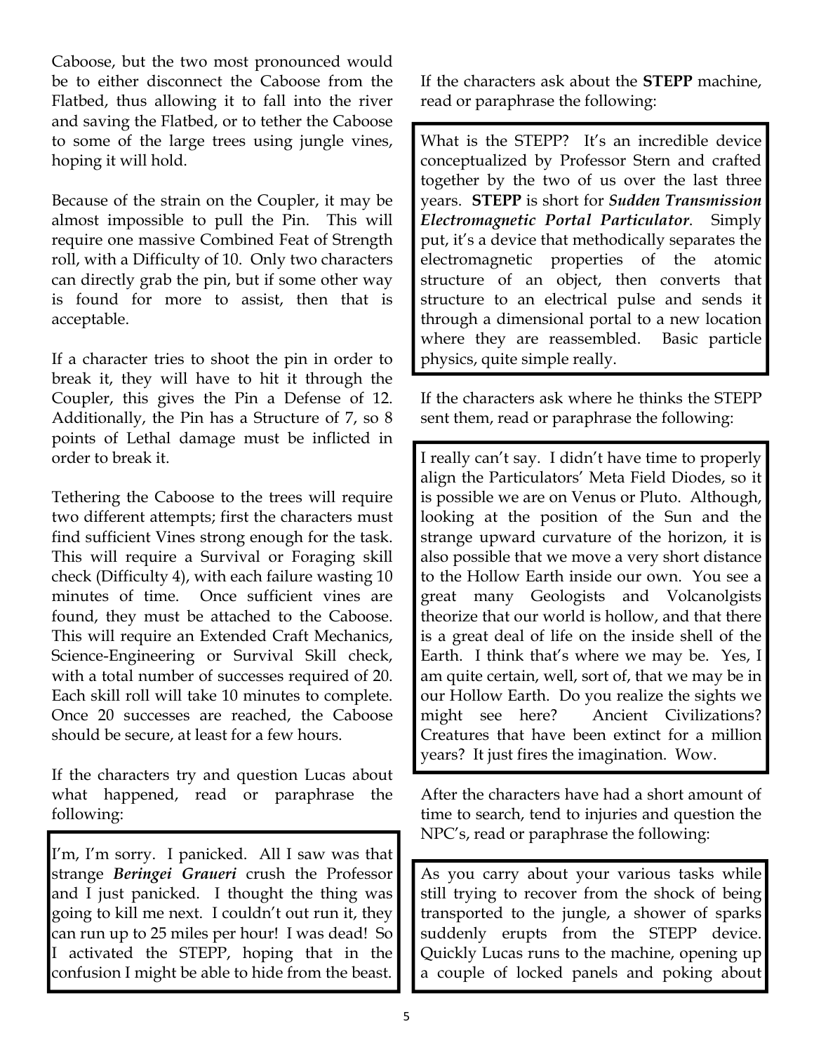Caboose, but the two most pronounced would be to either disconnect the Caboose from the Flatbed, thus allowing it to fall into the river and saving the Flatbed, or to tether the Caboose to some of the large trees using jungle vines, hoping it will hold.

Because of the strain on the Coupler, it may be almost impossible to pull the Pin. This will require one massive Combined Feat of Strength roll, with a Difficulty of 10. Only two characters can directly grab the pin, but if some other way is found for more to assist, then that is acceptable.

If a character tries to shoot the pin in order to break it, they will have to hit it through the Coupler, this gives the Pin a Defense of 12. Additionally, the Pin has a Structure of 7, so 8 points of Lethal damage must be inflicted in order to break it.

Tethering the Caboose to the trees will require two different attempts; first the characters must find sufficient Vines strong enough for the task. This will require a Survival or Foraging skill check (Difficulty 4), with each failure wasting 10 minutes of time. Once sufficient vines are found, they must be attached to the Caboose. This will require an Extended Craft Mechanics, Science-Engineering or Survival Skill check, with a total number of successes required of 20. Each skill roll will take 10 minutes to complete. Once 20 successes are reached, the Caboose should be secure, at least for a few hours.

If the characters try and question Lucas about what happened, read or paraphrase the following:

> I'm, I'm sorry. I panicked. All I saw was that strange ***Beringei Graueri*** crush the Professor and I just panicked. I thought the thing was going to kill me next. I couldn't out run it, they can run up to 25 miles per hour! I was dead! So I activated the STEPP, hoping that in the confusion I might be able to hide from the beast.

If the characters ask about the **STEPP** machine, read or paraphrase the following:

> What is the STEPP? It's an incredible device conceptualized by Professor Stern and crafted together by the two of us over the last three years. **STEPP** is short for ***Sudden Transmission Electromagnetic Portal Particulator***. Simply put, it's a device that methodically separates the electromagnetic properties of the atomic structure of an object, then converts that structure to an electrical pulse and sends it through a dimensional portal to a new location where they are reassembled. Basic particle physics, quite simple really.

If the characters ask where he thinks the STEPP sent them, read or paraphrase the following:

> I really can't say. I didn't have time to properly align the Particulators' Meta Field Diodes, so it is possible we are on Venus or Pluto. Although, looking at the position of the Sun and the strange upward curvature of the horizon, it is also possible that we move a very short distance to the Hollow Earth inside our own. You see a great many Geologists and Volcanolgists theorize that our world is hollow, and that there is a great deal of life on the inside shell of the Earth. I think that's where we may be. Yes, I am quite certain, well, sort of, that we may be in our Hollow Earth. Do you realize the sights we might see here? Ancient Civilizations? Creatures that have been extinct for a million years? It just fires the imagination. Wow.

After the characters have had a short amount of time to search, tend to injuries and question the NPC's, read or paraphrase the following:

> As you carry about your various tasks while still trying to recover from the shock of being transported to the jungle, a shower of sparks suddenly erupts from the STEPP device. Quickly Lucas runs to the machine, opening up a couple of locked panels and poking about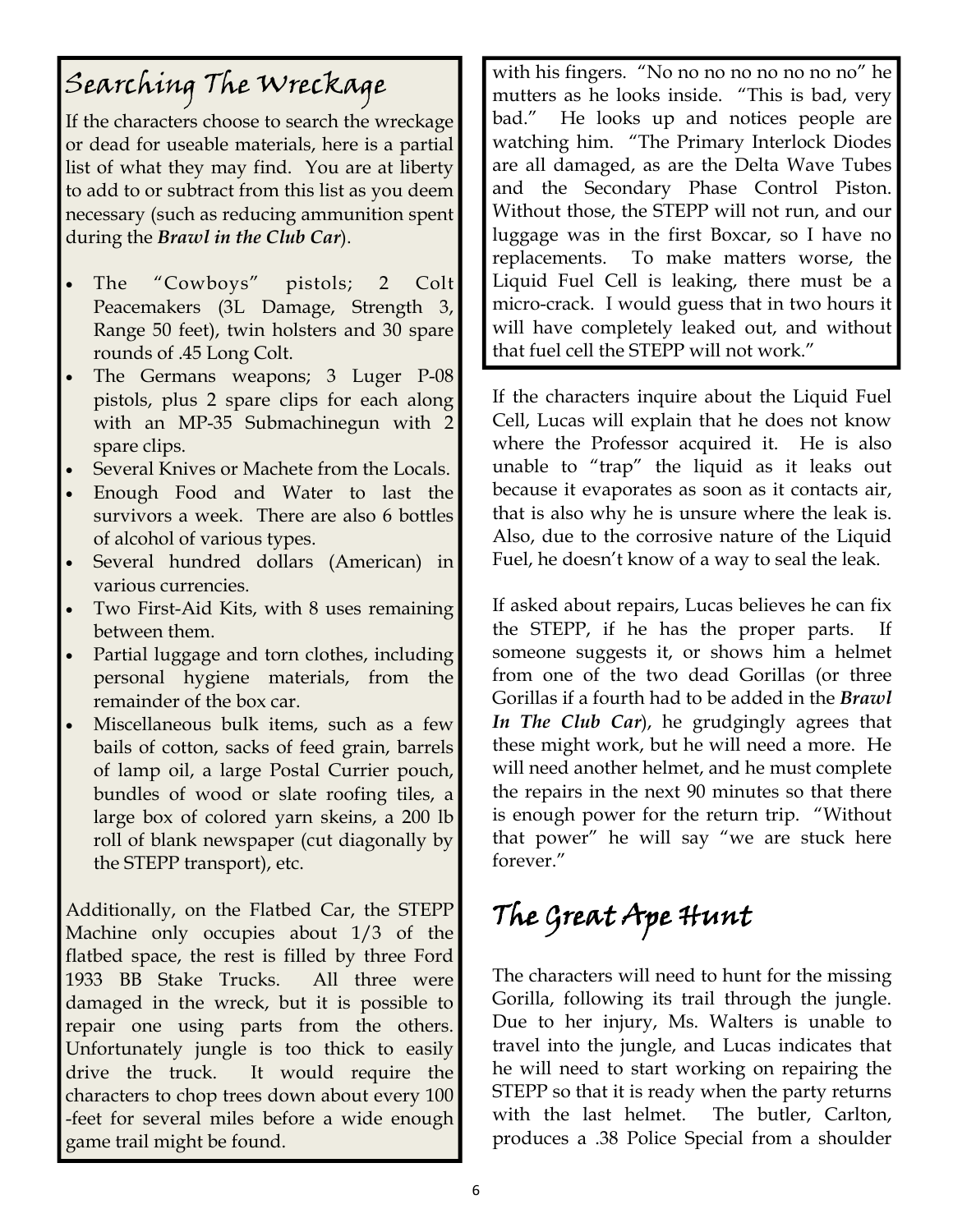## Searching The Wreckage

If the characters choose to search the wreckage or dead for useable materials, here is a partial list of what they may find. You are at liberty to add to or subtract from this list as you deem necessary (such as reducing ammunition spent during the ***Brawl in the Club Car***).

- The "Cowboys" pistols; 2 Colt Peacemakers (3L Damage, Strength 3, Range 50 feet), twin holsters and 30 spare rounds of .45 Long Colt.
- The Germans weapons; 3 Luger P-08 pistols, plus 2 spare clips for each along with an MP-35 Submachinegun with 2 spare clips.
- Several Knives or Machete from the Locals.
- Enough Food and Water to last the survivors a week. There are also 6 bottles of alcohol of various types.
- Several hundred dollars (American) in various currencies.
- Two First-Aid Kits, with 8 uses remaining between them.
- Partial luggage and torn clothes, including personal hygiene materials, from the remainder of the box car.
- Miscellaneous bulk items, such as a few bails of cotton, sacks of feed grain, barrels of lamp oil, a large Postal Currier pouch, bundles of wood or slate roofing tiles, a large box of colored yarn skeins, a 200 lb roll of blank newspaper (cut diagonally by the STEPP transport), etc.

Additionally, on the Flatbed Car, the STEPP Machine only occupies about 1/3 of the flatbed space, the rest is filled by three Ford 1933 BB Stake Trucks. All three were damaged in the wreck, but it is possible to repair one using parts from the others. Unfortunately jungle is too thick to easily drive the truck. It would require the characters to chop trees down about every 100 -feet for several miles before a wide enough game trail might be found.

with his fingers. "No no no no no no no no" he mutters as he looks inside. "This is bad, very bad." He looks up and notices people are watching him. "The Primary Interlock Diodes are all damaged, as are the Delta Wave Tubes and the Secondary Phase Control Piston. Without those, the STEPP will not run, and our luggage was in the first Boxcar, so I have no replacements. To make matters worse, the Liquid Fuel Cell is leaking, there must be a micro-crack. I would guess that in two hours it will have completely leaked out, and without that fuel cell the STEPP will not work."

If the characters inquire about the Liquid Fuel Cell, Lucas will explain that he does not know where the Professor acquired it. He is also unable to "trap" the liquid as it leaks out because it evaporates as soon as it contacts air, that is also why he is unsure where the leak is. Also, due to the corrosive nature of the Liquid Fuel, he doesn't know of a way to seal the leak.

If asked about repairs, Lucas believes he can fix the STEPP, if he has the proper parts. If someone suggests it, or shows him a helmet from one of the two dead Gorillas (or three Gorillas if a fourth had to be added in the ***Brawl In The Club Car***), he grudgingly agrees that these might work, but he will need a more. He will need another helmet, and he must complete the repairs in the next 90 minutes so that there is enough power for the return trip. "Without that power" he will say "we are stuck here forever."

## The Great Ape Hunt

The characters will need to hunt for the missing Gorilla, following its trail through the jungle. Due to her injury, Ms. Walters is unable to travel into the jungle, and Lucas indicates that he will need to start working on repairing the STEPP so that it is ready when the party returns with the last helmet. The butler, Carlton, produces a .38 Police Special from a shoulder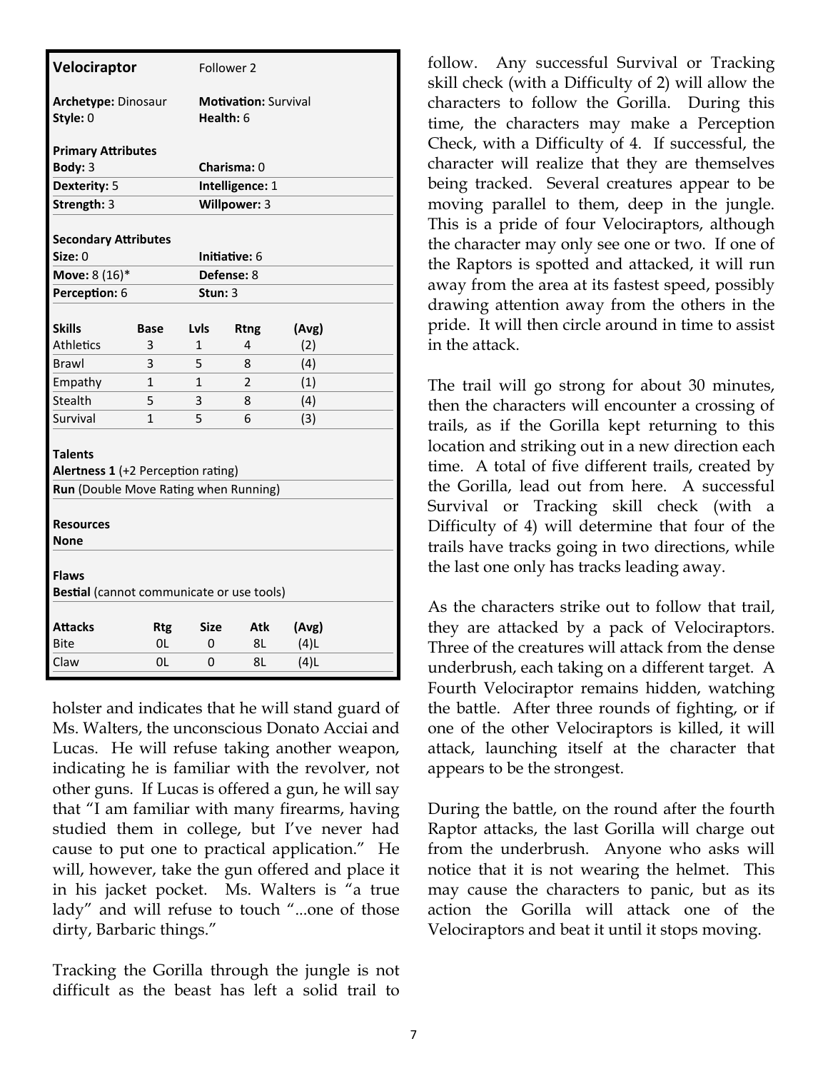**Velociraptor** Follower 2

**Archetype:** Dinosaur
**Style:** 0
**Motivation:** Survival
**Health:** 6

**Primary Attributes**

| | |
|---|---|
| **Body:** 3 | **Charisma:** 0 |
| **Dexterity:** 5 | **Intelligence:** 1 |
| **Strength:** 3 | **Willpower:** 3 |

**Secondary Attributes**

| | |
|---|---|
| **Size:** 0 | **Initiative:** 6 |
| **Move:** 8 (16)* | **Defense:** 8 |
| **Perception:** 6 | **Stun:** 3 |

| Skills | Base | Lvls | Rtng | (Avg) |
|---|---|---|---|---|
| Athletics | 3 | 1 | 4 | (2) |
| Brawl | 3 | 5 | 8 | (4) |
| Empathy | 1 | 1 | 2 | (1) |
| Stealth | 5 | 3 | 8 | (4) |
| Survival | 1 | 5 | 6 | (3) |

**Talents**

**Alertness 1** (+2 Perception rating)

**Run** (Double Move Rating when Running)

**Resources**

**None**

**Flaws**

**Bestial** (cannot communicate or use tools)

| Attacks | Rtg | Size | Atk | (Avg) |
|---|---|---|---|---|
| Bite | 0L | 0 | 8L | (4)L |
| Claw | 0L | 0 | 8L | (4)L |

holster and indicates that he will stand guard of Ms. Walters, the unconscious Donato Acciai and Lucas. He will refuse taking another weapon, indicating he is familiar with the revolver, not other guns. If Lucas is offered a gun, he will say that "I am familiar with many firearms, having studied them in college, but I've never had cause to put one to practical application." He will, however, take the gun offered and place it in his jacket pocket. Ms. Walters is "a true lady" and will refuse to touch "...one of those dirty, Barbaric things."

Tracking the Gorilla through the jungle is not difficult as the beast has left a solid trail to follow. Any successful Survival or Tracking skill check (with a Difficulty of 2) will allow the characters to follow the Gorilla. During this time, the characters may make a Perception Check, with a Difficulty of 4. If successful, the character will realize that they are themselves being tracked. Several creatures appear to be moving parallel to them, deep in the jungle. This is a pride of four Velociraptors, although the character may only see one or two. If one of the Raptors is spotted and attacked, it will run away from the area at its fastest speed, possibly drawing attention away from the others in the pride. It will then circle around in time to assist in the attack.

The trail will go strong for about 30 minutes, then the characters will encounter a crossing of trails, as if the Gorilla kept returning to this location and striking out in a new direction each time. A total of five different trails, created by the Gorilla, lead out from here. A successful Survival or Tracking skill check (with a Difficulty of 4) will determine that four of the trails have tracks going in two directions, while the last one only has tracks leading away.

As the characters strike out to follow that trail, they are attacked by a pack of Velociraptors. Three of the creatures will attack from the dense underbrush, each taking on a different target. A Fourth Velociraptor remains hidden, watching the battle. After three rounds of fighting, or if one of the other Velociraptors is killed, it will attack, launching itself at the character that appears to be the strongest.

During the battle, on the round after the fourth Raptor attacks, the last Gorilla will charge out from the underbrush. Anyone who asks will notice that it is not wearing the helmet. This may cause the characters to panic, but as its action the Gorilla will attack one of the Velociraptors and beat it until it stops moving.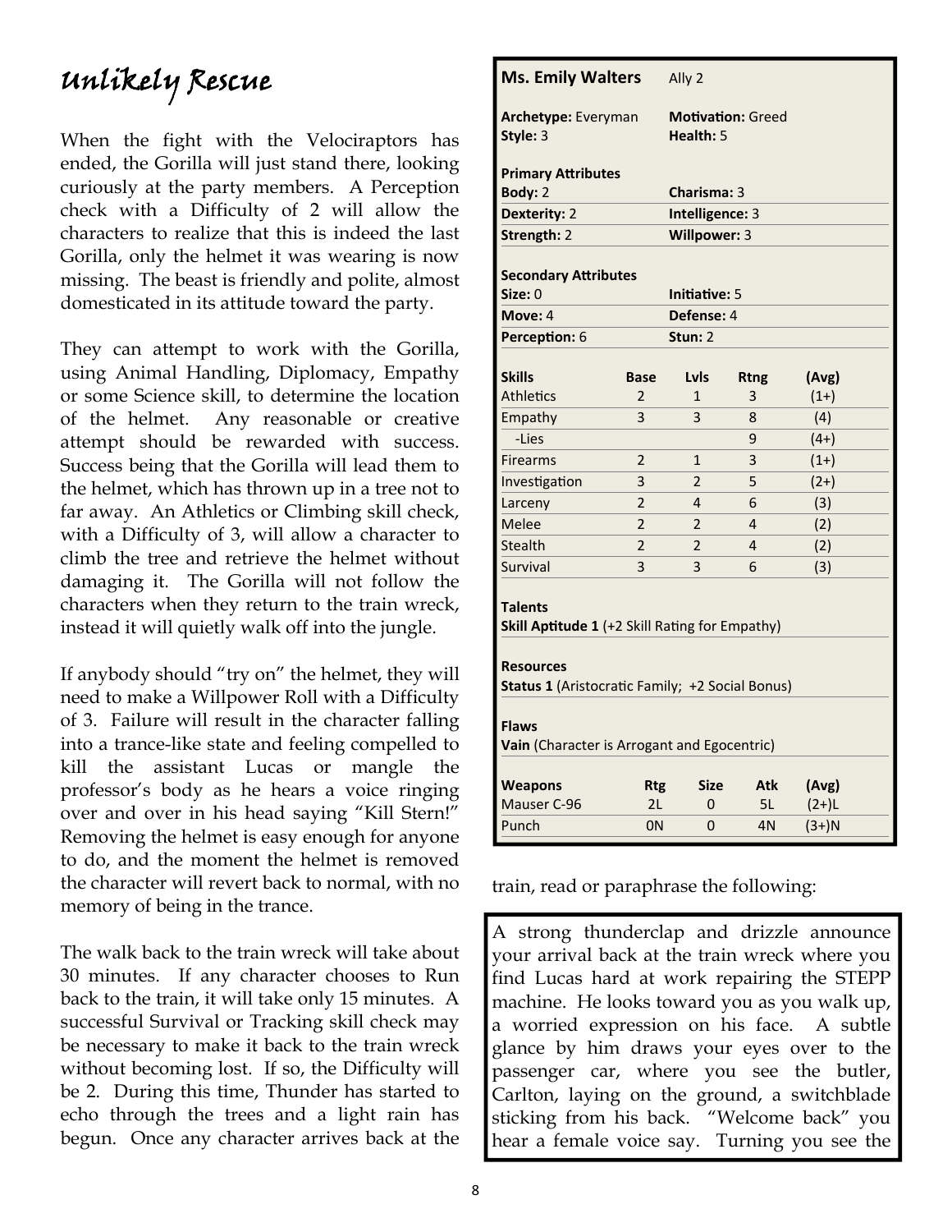# Unlikely Rescue

When the fight with the Velociraptors has ended, the Gorilla will just stand there, looking curiously at the party members. A Perception check with a Difficulty of 2 will allow the characters to realize that this is indeed the last Gorilla, only the helmet it was wearing is now missing. The beast is friendly and polite, almost domesticated in its attitude toward the party.

They can attempt to work with the Gorilla, using Animal Handling, Diplomacy, Empathy or some Science skill, to determine the location of the helmet. Any reasonable or creative attempt should be rewarded with success. Success being that the Gorilla will lead them to the helmet, which has thrown up in a tree not to far away. An Athletics or Climbing skill check, with a Difficulty of 3, will allow a character to climb the tree and retrieve the helmet without damaging it. The Gorilla will not follow the characters when they return to the train wreck, instead it will quietly walk off into the jungle.

If anybody should "try on" the helmet, they will need to make a Willpower Roll with a Difficulty of 3. Failure will result in the character falling into a trance-like state and feeling compelled to kill the assistant Lucas or mangle the professor's body as he hears a voice ringing over and over in his head saying "Kill Stern!" Removing the helmet is easy enough for anyone to do, and the moment the helmet is removed the character will revert back to normal, with no memory of being in the trance.

The walk back to the train wreck will take about 30 minutes. If any character chooses to Run back to the train, it will take only 15 minutes. A successful Survival or Tracking skill check may be necessary to make it back to the train wreck without becoming lost. If so, the Difficulty will be 2. During this time, Thunder has started to echo through the trees and a light rain has begun. Once any character arrives back at the train, read or paraphrase the following:

**Ms. Emily Walters** Ally 2

**Archetype:** Everyman **Motivation:** Greed
**Style:** 3 **Health:** 5

**Primary Attributes**

| | | | |
|---|---|---|---|
| **Body:** 2 | | **Charisma:** 3 | |
| **Dexterity:** 2 | | **Intelligence:** 3 | |
| **Strength:** 2 | | **Willpower:** 3 | |

**Secondary Attributes**

| | | | |
|---|---|---|---|
| **Size:** 0 | | **Initiative:** 5 | |
| **Move:** 4 | | **Defense:** 4 | |
| **Perception:** 6 | | **Stun:** 2 | |

| Skills | Base | Lvls | Rtng | (Avg) |
|---|---|---|---|---|
| Athletics | 2 | 1 | 3 | (1+) |
| Empathy | 3 | 3 | 8 | (4) |
| -Lies | | | 9 | (4+) |
| Firearms | 2 | 1 | 3 | (1+) |
| Investigation | 3 | 2 | 5 | (2+) |
| Larceny | 2 | 4 | 6 | (3) |
| Melee | 2 | 2 | 4 | (2) |
| Stealth | 2 | 2 | 4 | (2) |
| Survival | 3 | 3 | 6 | (3) |

**Talents**
**Skill Aptitude 1** (+2 Skill Rating for Empathy)

**Resources**
**Status 1** (Aristocratic Family; +2 Social Bonus)

**Flaws**
**Vain** (Character is Arrogant and Egocentric)

| Weapons | Rtg | Size | Atk | (Avg) |
|---|---|---|---|---|
| Mauser C-96 | 2L | 0 | 5L | (2+)L |
| Punch | 0N | 0 | 4N | (3+)N |

> A strong thunderclap and drizzle announce your arrival back at the train wreck where you find Lucas hard at work repairing the STEPP machine. He looks toward you as you walk up, a worried expression on his face. A subtle glance by him draws your eyes over to the passenger car, where you see the butler, Carlton, laying on the ground, a switchblade sticking from his back. "Welcome back" you hear a female voice say. Turning you see the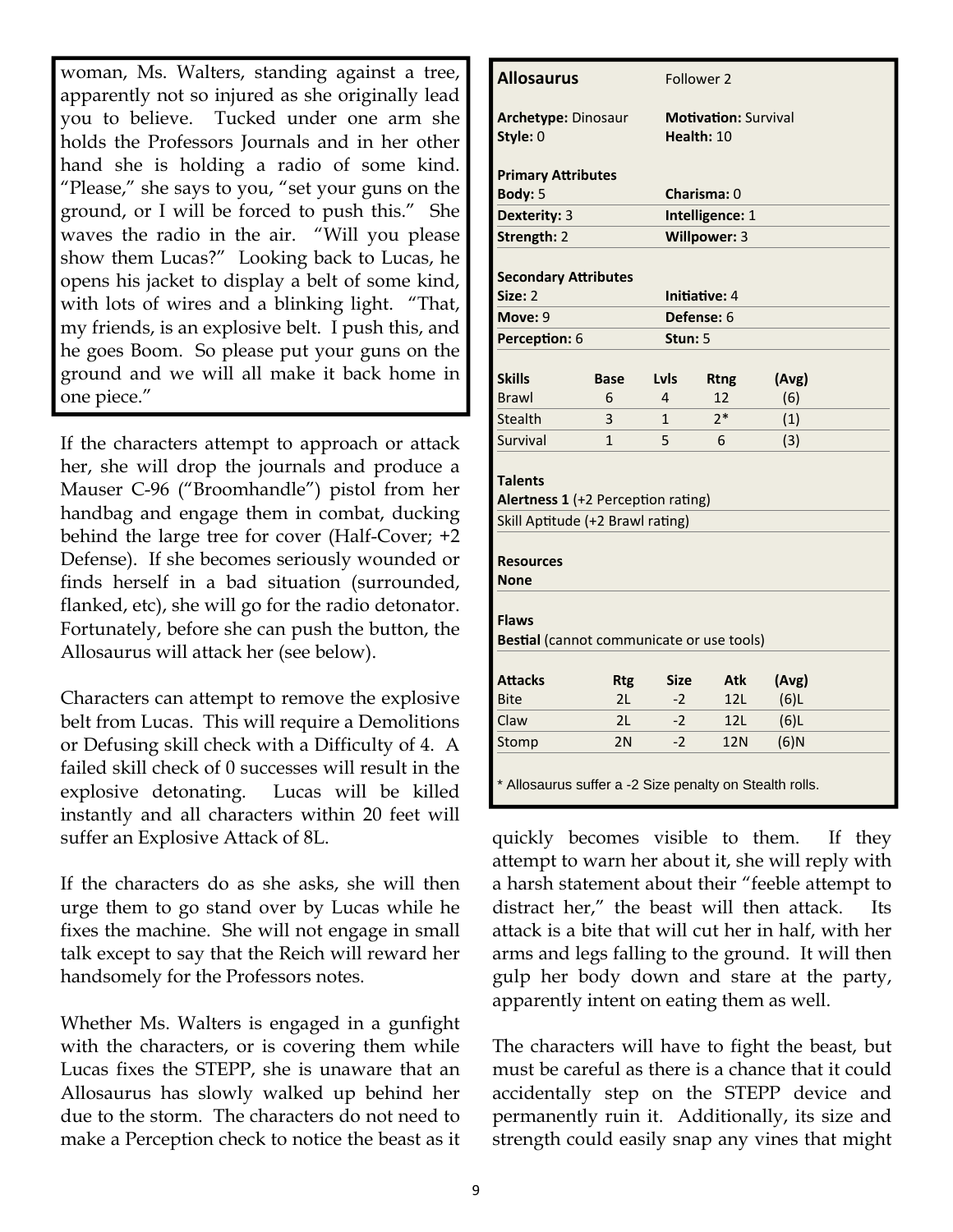woman, Ms. Walters, standing against a tree, apparently not so injured as she originally lead you to believe. Tucked under one arm she holds the Professors Journals and in her other hand she is holding a radio of some kind. "Please," she says to you, "set your guns on the ground, or I will be forced to push this." She waves the radio in the air. "Will you please show them Lucas?" Looking back to Lucas, he opens his jacket to display a belt of some kind, with lots of wires and a blinking light. "That, my friends, is an explosive belt. I push this, and he goes Boom. So please put your guns on the ground and we will all make it back home in one piece."

If the characters attempt to approach or attack her, she will drop the journals and produce a Mauser C-96 ("Broomhandle") pistol from her handbag and engage them in combat, ducking behind the large tree for cover (Half-Cover; +2 Defense). If she becomes seriously wounded or finds herself in a bad situation (surrounded, flanked, etc), she will go for the radio detonator. Fortunately, before she can push the button, the Allosaurus will attack her (see below).

Characters can attempt to remove the explosive belt from Lucas. This will require a Demolitions or Defusing skill check with a Difficulty of 4. A failed skill check of 0 successes will result in the explosive detonating. Lucas will be killed instantly and all characters within 20 feet will suffer an Explosive Attack of 8L.

If the characters do as she asks, she will then urge them to go stand over by Lucas while he fixes the machine. She will not engage in small talk except to say that the Reich will reward her handsomely for the Professors notes.

Whether Ms. Walters is engaged in a gunfight with the characters, or is covering them while Lucas fixes the STEPP, she is unaware that an Allosaurus has slowly walked up behind her due to the storm. The characters do not need to make a Perception check to notice the beast as it quickly becomes visible to them. If they attempt to warn her about it, she will reply with a harsh statement about their "feeble attempt to distract her," the beast will then attack. Its attack is a bite that will cut her in half, with her arms and legs falling to the ground. It will then gulp her body down and stare at the party, apparently intent on eating them as well.

The characters will have to fight the beast, but must be careful as there is a chance that it could accidentally step on the STEPP device and permanently ruin it. Additionally, its size and strength could easily snap any vines that might

**Allosaurus** — Follower 2

**Archetype:** Dinosaur — **Motivation:** Survival
**Style:** 0 — **Health:** 10

**Primary Attributes**

| | |
|---|---|
| **Body:** 5 | **Charisma:** 0 |
| **Dexterity:** 3 | **Intelligence:** 1 |
| **Strength:** 2 | **Willpower:** 3 |

**Secondary Attributes**

| | |
|---|---|
| **Size:** 2 | **Initiative:** 4 |
| **Move:** 9 | **Defense:** 6 |
| **Perception:** 6 | **Stun:** 5 |

| Skills | Base | Lvls | Rtng | (Avg) |
|---|---|---|---|---|
| Brawl | 6 | 4 | 12 | (6) |
| Stealth | 3 | 1 | 2* | (1) |
| Survival | 1 | 5 | 6 | (3) |

**Talents**
**Alertness 1** (+2 Perception rating)
Skill Aptitude (+2 Brawl rating)

**Resources**
**None**

**Flaws**
**Bestial** (cannot communicate or use tools)

| Attacks | Rtg | Size | Atk | (Avg) |
|---|---|---|---|---|
| Bite | 2L | -2 | 12L | (6)L |
| Claw | 2L | -2 | 12L | (6)L |
| Stomp | 2N | -2 | 12N | (6)N |

* Allosaurus suffer a -2 Size penalty on Stealth rolls.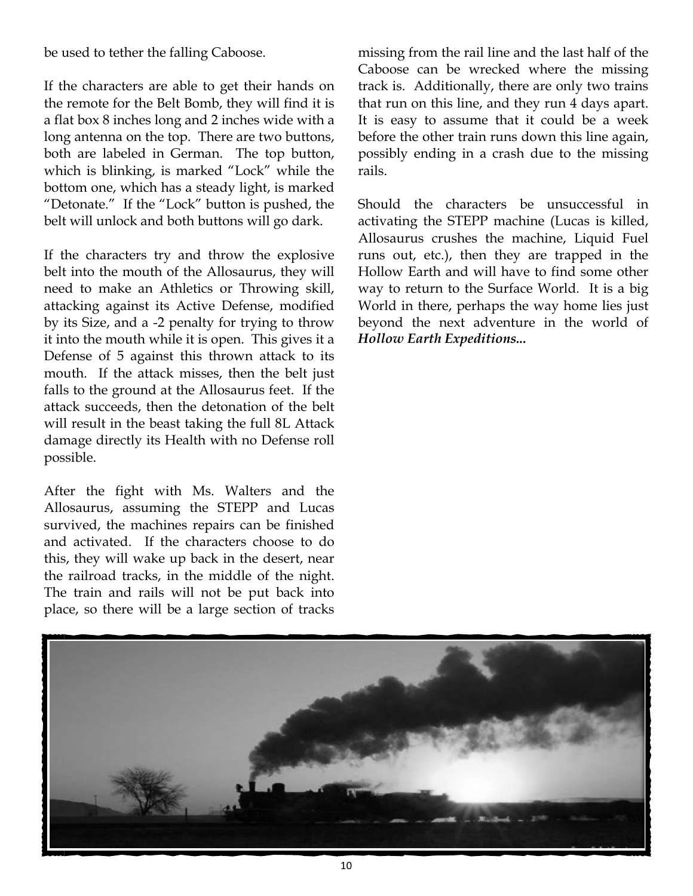be used to tether the falling Caboose.

If the characters are able to get their hands on the remote for the Belt Bomb, they will find it is a flat box 8 inches long and 2 inches wide with a long antenna on the top. There are two buttons, both are labeled in German. The top button, which is blinking, is marked "Lock" while the bottom one, which has a steady light, is marked "Detonate." If the "Lock" button is pushed, the belt will unlock and both buttons will go dark.

If the characters try and throw the explosive belt into the mouth of the Allosaurus, they will need to make an Athletics or Throwing skill, attacking against its Active Defense, modified by its Size, and a -2 penalty for trying to throw it into the mouth while it is open. This gives it a Defense of 5 against this thrown attack to its mouth. If the attack misses, then the belt just falls to the ground at the Allosaurus feet. If the attack succeeds, then the detonation of the belt will result in the beast taking the full 8L Attack damage directly its Health with no Defense roll possible.

After the fight with Ms. Walters and the Allosaurus, assuming the STEPP and Lucas survived, the machines repairs can be finished and activated. If the characters choose to do this, they will wake up back in the desert, near the railroad tracks, in the middle of the night. The train and rails will not be put back into place, so there will be a large section of tracks missing from the rail line and the last half of the Caboose can be wrecked where the missing track is. Additionally, there are only two trains that run on this line, and they run 4 days apart. It is easy to assume that it could be a week before the other train runs down this line again, possibly ending in a crash due to the missing rails.

Should the characters be unsuccessful in activating the STEPP machine (Lucas is killed, Allosaurus crushes the machine, Liquid Fuel runs out, etc.), then they are trapped in the Hollow Earth and will have to find some other way to return to the Surface World. It is a big World in there, perhaps the way home lies just beyond the next adventure in the world of ***Hollow Earth Expeditions...***